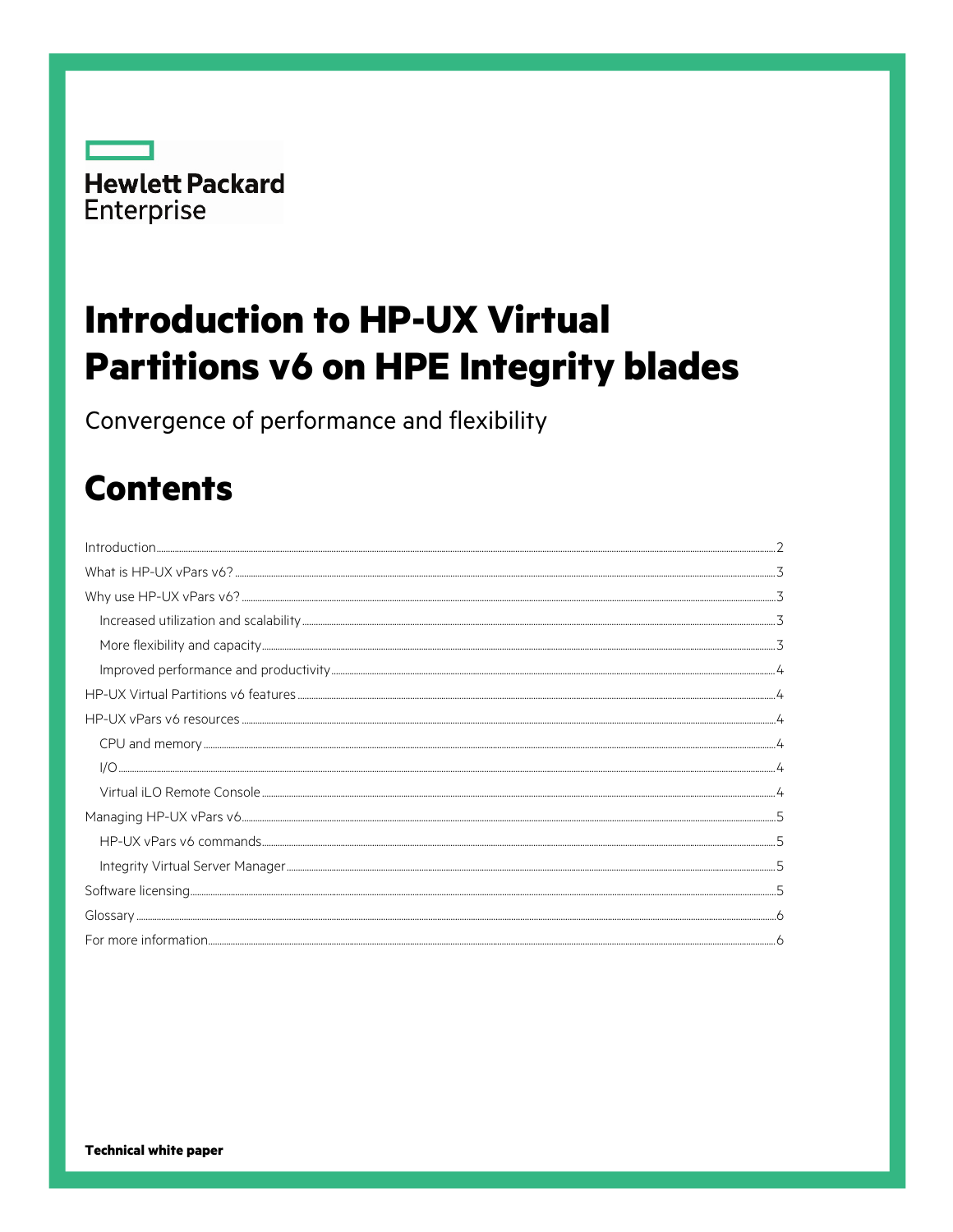Hewlett Packard Enterprise

# Introduction to HP-UX Virtual Partitions v6 on HPE Integrity blades

Convergence of performance and flexibility

## Contents

Introduction .......... 2
What is HP-UX vPars v6? .......... 3
Why use HP-UX vPars v6? .......... 3
  Increased utilization and scalability .......... 3
  More flexibility and capacity .......... 3
  Improved performance and productivity .......... 4
HP-UX Virtual Partitions v6 features .......... 4
HP-UX vPars v6 resources .......... 4
  CPU and memory .......... 4
  I/O .......... 4
  Virtual iLO Remote Console .......... 4
Managing HP-UX vPars v6 .......... 5
  HP-UX vPars v6 commands .......... 5
  Integrity Virtual Server Manager .......... 5
Software licensing .......... 5
Glossary .......... 6
For more information .......... 6

**Technical white paper**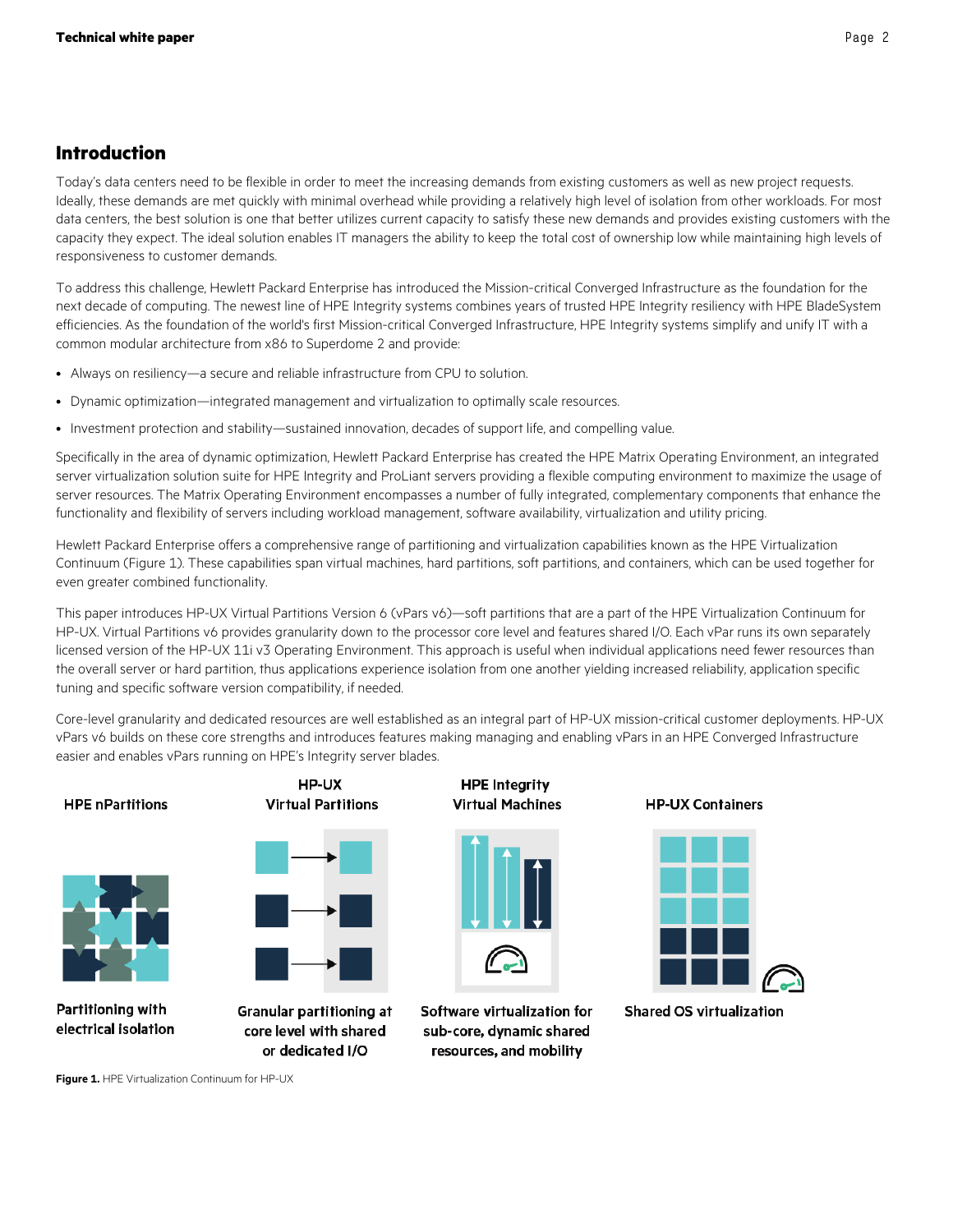## Introduction

Today's data centers need to be flexible in order to meet the increasing demands from existing customers as well as new project requests. Ideally, these demands are met quickly with minimal overhead while providing a relatively high level of isolation from other workloads. For most data centers, the best solution is one that better utilizes current capacity to satisfy these new demands and provides existing customers with the capacity they expect. The ideal solution enables IT managers the ability to keep the total cost of ownership low while maintaining high levels of responsiveness to customer demands.

To address this challenge, Hewlett Packard Enterprise has introduced the Mission-critical Converged Infrastructure as the foundation for the next decade of computing. The newest line of HPE Integrity systems combines years of trusted HPE Integrity resiliency with HPE BladeSystem efficiencies. As the foundation of the world's first Mission-critical Converged Infrastructure, HPE Integrity systems simplify and unify IT with a common modular architecture from x86 to Superdome 2 and provide:

- Always on resiliency—a secure and reliable infrastructure from CPU to solution.
- Dynamic optimization—integrated management and virtualization to optimally scale resources.
- Investment protection and stability—sustained innovation, decades of support life, and compelling value.

Specifically in the area of dynamic optimization, Hewlett Packard Enterprise has created the HPE Matrix Operating Environment, an integrated server virtualization solution suite for HPE Integrity and ProLiant servers providing a flexible computing environment to maximize the usage of server resources. The Matrix Operating Environment encompasses a number of fully integrated, complementary components that enhance the functionality and flexibility of servers including workload management, software availability, virtualization and utility pricing.

Hewlett Packard Enterprise offers a comprehensive range of partitioning and virtualization capabilities known as the HPE Virtualization Continuum (Figure 1). These capabilities span virtual machines, hard partitions, soft partitions, and containers, which can be used together for even greater combined functionality.

This paper introduces HP-UX Virtual Partitions Version 6 (vPars v6)—soft partitions that are a part of the HPE Virtualization Continuum for HP-UX. Virtual Partitions v6 provides granularity down to the processor core level and features shared I/O. Each vPar runs its own separately licensed version of the HP-UX 11i v3 Operating Environment. This approach is useful when individual applications need fewer resources than the overall server or hard partition, thus applications experience isolation from one another yielding increased reliability, application specific tuning and specific software version compatibility, if needed.

Core-level granularity and dedicated resources are well established as an integral part of HP-UX mission-critical customer deployments. HP-UX vPars v6 builds on these core strengths and introduces features making managing and enabling vPars in an HPE Converged Infrastructure easier and enables vPars running on HPE's Integrity server blades.

| HPE nPartitions | HP-UX Virtual Partitions | HPE Integrity Virtual Machines | HP-UX Containers |
|---|---|---|---|
| Partitioning with electrical isolation | Granular partitioning at core level with shared or dedicated I/O | Software virtualization for sub-core, dynamic shared resources, and mobility | Shared OS virtualization |

**Figure 1.** HPE Virtualization Continuum for HP-UX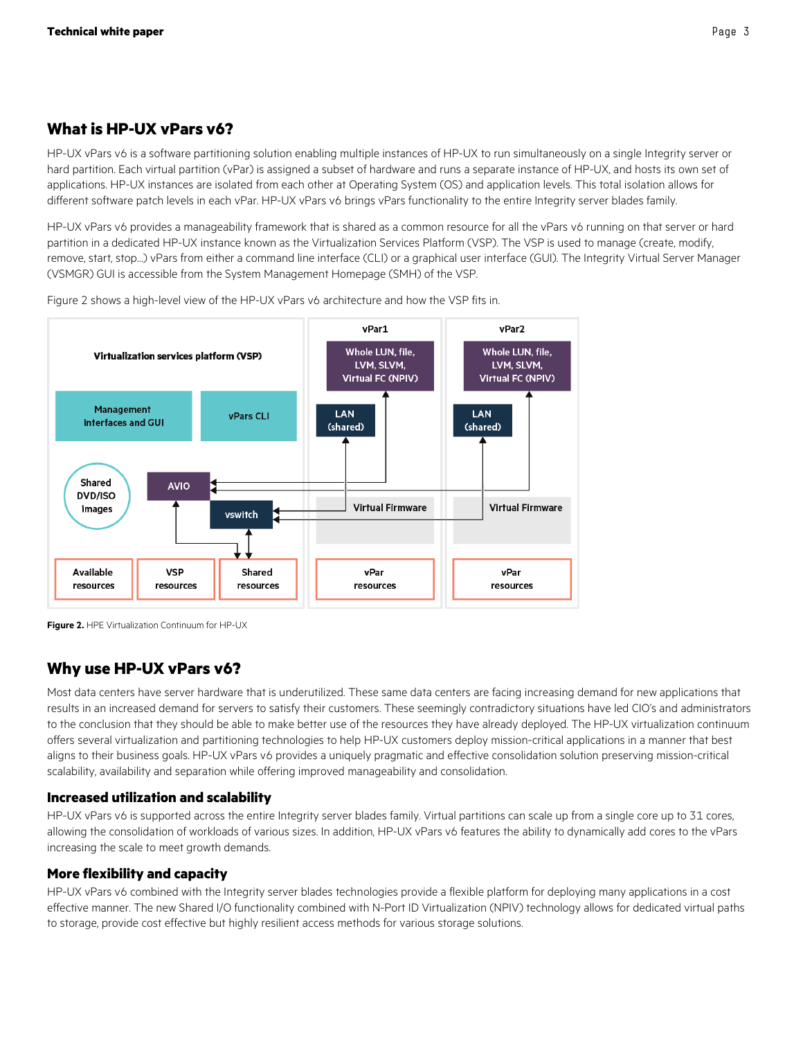## What is HP-UX vPars v6?

HP-UX vPars v6 is a software partitioning solution enabling multiple instances of HP-UX to run simultaneously on a single Integrity server or hard partition. Each virtual partition (vPar) is assigned a subset of hardware and runs a separate instance of HP-UX, and hosts its own set of applications. HP-UX instances are isolated from each other at Operating System (OS) and application levels. This total isolation allows for different software patch levels in each vPar. HP-UX vPars v6 brings vPars functionality to the entire Integrity server blades family.

HP-UX vPars v6 provides a manageability framework that is shared as a common resource for all the vPars v6 running on that server or hard partition in a dedicated HP-UX instance known as the Virtualization Services Platform (VSP). The VSP is used to manage (create, modify, remove, start, stop...) vPars from either a command line interface (CLI) or a graphical user interface (GUI). The Integrity Virtual Server Manager (VSMGR) GUI is accessible from the System Management Homepage (SMH) of the VSP.

Figure 2 shows a high-level view of the HP-UX vPars v6 architecture and how the VSP fits in.

Virtualization services platform (VSP)

Management interfaces and GUI

vPars CLI

Shared DVD/ISO images

AVIO

vswitch

Available resources

VSP resources

Shared resources

vPar1

Whole LUN, file, LVM, SLVM, Virtual FC (NPIV)

LAN (shared)

Virtual Firmware

vPar resources

vPar2

Whole LUN, file, LVM, SLVM, Virtual FC (NPIV)

LAN (shared)

Virtual Firmware

vPar resources

**Figure 2.** HPE Virtualization Continuum for HP-UX

## Why use HP-UX vPars v6?

Most data centers have server hardware that is underutilized. These same data centers are facing increasing demand for new applications that results in an increased demand for servers to satisfy their customers. These seemingly contradictory situations have led CIO's and administrators to the conclusion that they should be able to make better use of the resources they have already deployed. The HP-UX virtualization continuum offers several virtualization and partitioning technologies to help HP-UX customers deploy mission-critical applications in a manner that best aligns to their business goals. HP-UX vPars v6 provides a uniquely pragmatic and effective consolidation solution preserving mission-critical scalability, availability and separation while offering improved manageability and consolidation.

### Increased utilization and scalability

HP-UX vPars v6 is supported across the entire Integrity server blades family. Virtual partitions can scale up from a single core up to 31 cores, allowing the consolidation of workloads of various sizes. In addition, HP-UX vPars v6 features the ability to dynamically add cores to the vPars increasing the scale to meet growth demands.

### More flexibility and capacity

HP-UX vPars v6 combined with the Integrity server blades technologies provide a flexible platform for deploying many applications in a cost effective manner. The new Shared I/O functionality combined with N-Port ID Virtualization (NPIV) technology allows for dedicated virtual paths to storage, provide cost effective but highly resilient access methods for various storage solutions.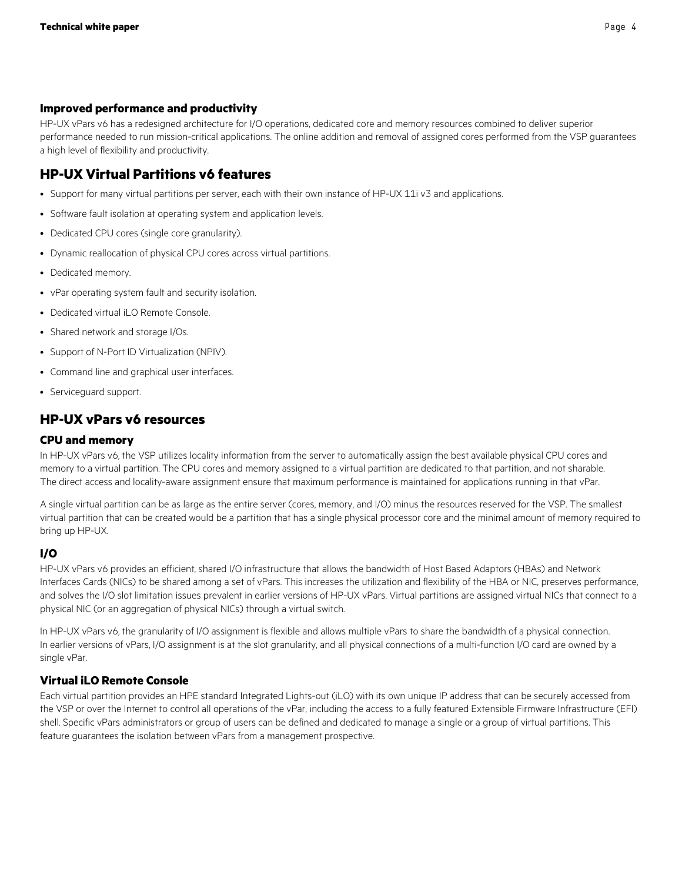### Improved performance and productivity

HP-UX vPars v6 has a redesigned architecture for I/O operations, dedicated core and memory resources combined to deliver superior performance needed to run mission-critical applications. The online addition and removal of assigned cores performed from the VSP guarantees a high level of flexibility and productivity.

## HP-UX Virtual Partitions v6 features

- Support for many virtual partitions per server, each with their own instance of HP-UX 11i v3 and applications.
- Software fault isolation at operating system and application levels.
- Dedicated CPU cores (single core granularity).
- Dynamic reallocation of physical CPU cores across virtual partitions.
- Dedicated memory.
- vPar operating system fault and security isolation.
- Dedicated virtual iLO Remote Console.
- Shared network and storage I/Os.
- Support of N-Port ID Virtualization (NPIV).
- Command line and graphical user interfaces.
- Serviceguard support.

## HP-UX vPars v6 resources

### CPU and memory

In HP-UX vPars v6, the VSP utilizes locality information from the server to automatically assign the best available physical CPU cores and memory to a virtual partition. The CPU cores and memory assigned to a virtual partition are dedicated to that partition, and not sharable. The direct access and locality-aware assignment ensure that maximum performance is maintained for applications running in that vPar.

A single virtual partition can be as large as the entire server (cores, memory, and I/O) minus the resources reserved for the VSP. The smallest virtual partition that can be created would be a partition that has a single physical processor core and the minimal amount of memory required to bring up HP-UX.

### I/O

HP-UX vPars v6 provides an efficient, shared I/O infrastructure that allows the bandwidth of Host Based Adaptors (HBAs) and Network Interfaces Cards (NICs) to be shared among a set of vPars. This increases the utilization and flexibility of the HBA or NIC, preserves performance, and solves the I/O slot limitation issues prevalent in earlier versions of HP-UX vPars. Virtual partitions are assigned virtual NICs that connect to a physical NIC (or an aggregation of physical NICs) through a virtual switch.

In HP-UX vPars v6, the granularity of I/O assignment is flexible and allows multiple vPars to share the bandwidth of a physical connection. In earlier versions of vPars, I/O assignment is at the slot granularity, and all physical connections of a multi-function I/O card are owned by a single vPar.

### Virtual iLO Remote Console

Each virtual partition provides an HPE standard Integrated Lights-out (iLO) with its own unique IP address that can be securely accessed from the VSP or over the Internet to control all operations of the vPar, including the access to a fully featured Extensible Firmware Infrastructure (EFI) shell. Specific vPars administrators or group of users can be defined and dedicated to manage a single or a group of virtual partitions. This feature guarantees the isolation between vPars from a management prospective.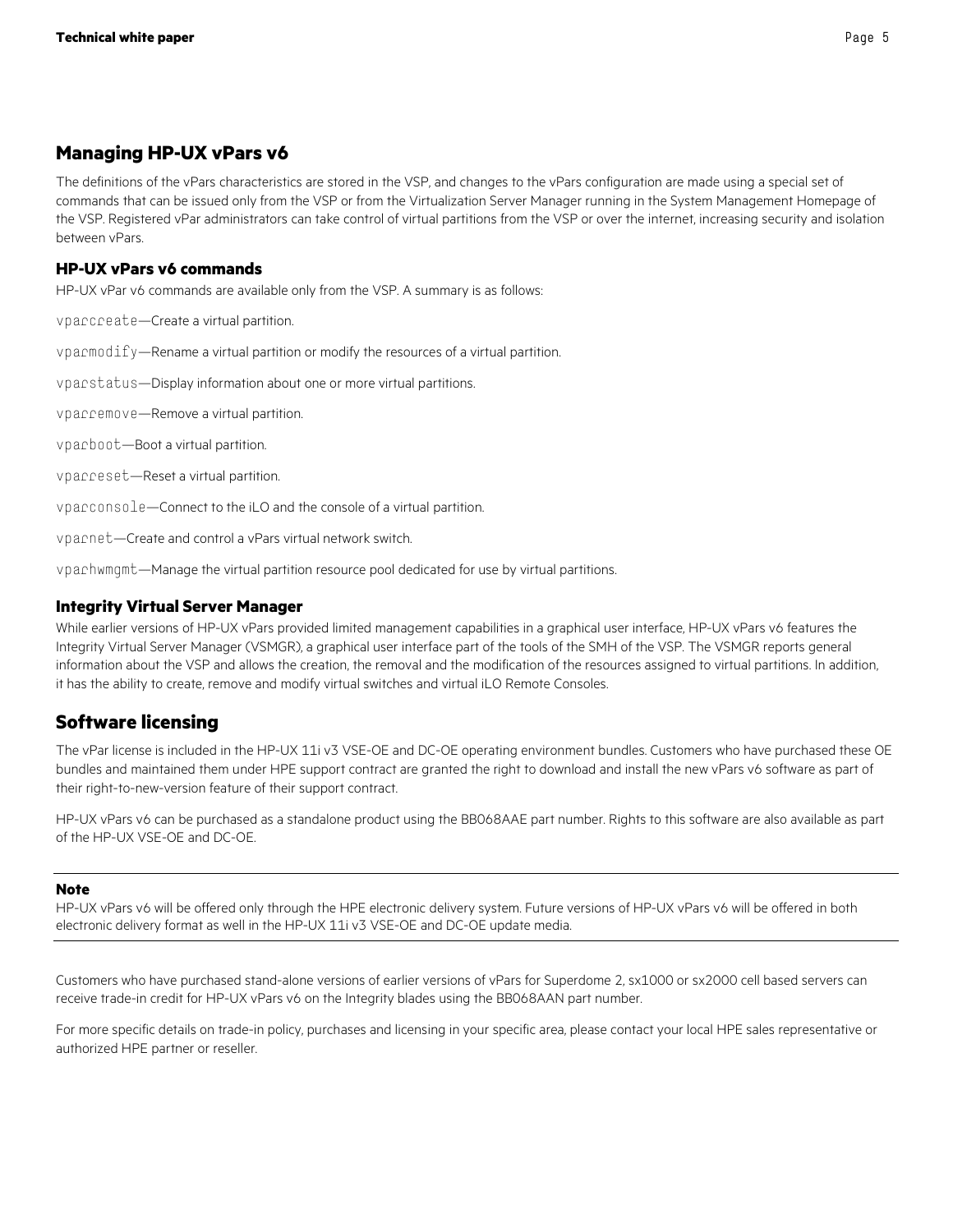## Managing HP-UX vPars v6

The definitions of the vPars characteristics are stored in the VSP, and changes to the vPars configuration are made using a special set of commands that can be issued only from the VSP or from the Virtualization Server Manager running in the System Management Homepage of the VSP. Registered vPar administrators can take control of virtual partitions from the VSP or over the internet, increasing security and isolation between vPars.

### HP-UX vPars v6 commands

HP-UX vPar v6 commands are available only from the VSP. A summary is as follows:

`vparcreate`—Create a virtual partition.

`vparmodify`—Rename a virtual partition or modify the resources of a virtual partition.

`vparstatus`—Display information about one or more virtual partitions.

`vparremove`—Remove a virtual partition.

`vparboot`—Boot a virtual partition.

`vparreset`—Reset a virtual partition.

`vparconsole`—Connect to the iLO and the console of a virtual partition.

`vparnet`—Create and control a vPars virtual network switch.

`vparhwmgmt`—Manage the virtual partition resource pool dedicated for use by virtual partitions.

### Integrity Virtual Server Manager

While earlier versions of HP-UX vPars provided limited management capabilities in a graphical user interface, HP-UX vPars v6 features the Integrity Virtual Server Manager (VSMGR), a graphical user interface part of the tools of the SMH of the VSP. The VSMGR reports general information about the VSP and allows the creation, the removal and the modification of the resources assigned to virtual partitions. In addition, it has the ability to create, remove and modify virtual switches and virtual iLO Remote Consoles.

## Software licensing

The vPar license is included in the HP-UX 11i v3 VSE-OE and DC-OE operating environment bundles. Customers who have purchased these OE bundles and maintained them under HPE support contract are granted the right to download and install the new vPars v6 software as part of their right-to-new-version feature of their support contract.

HP-UX vPars v6 can be purchased as a standalone product using the BB068AAE part number. Rights to this software are also available as part of the HP-UX VSE-OE and DC-OE.

---

**Note**

HP-UX vPars v6 will be offered only through the HPE electronic delivery system. Future versions of HP-UX vPars v6 will be offered in both electronic delivery format as well in the HP-UX 11i v3 VSE-OE and DC-OE update media.

---

Customers who have purchased stand-alone versions of earlier versions of vPars for Superdome 2, sx1000 or sx2000 cell based servers can receive trade-in credit for HP-UX vPars v6 on the Integrity blades using the BB068AAN part number.

For more specific details on trade-in policy, purchases and licensing in your specific area, please contact your local HPE sales representative or authorized HPE partner or reseller.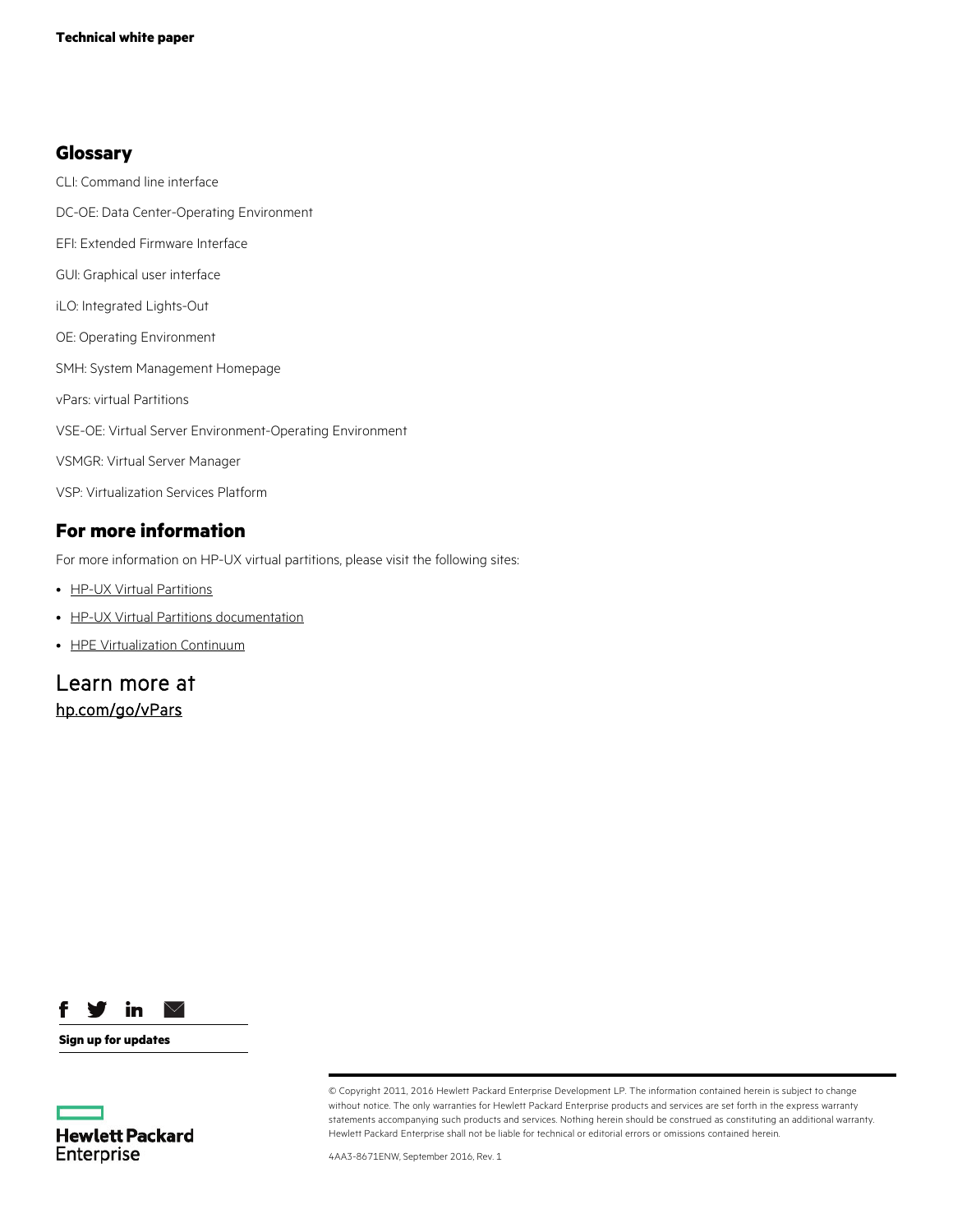## Glossary

CLI: Command line interface

DC-OE: Data Center-Operating Environment

EFI: Extended Firmware Interface

GUI: Graphical user interface

iLO: Integrated Lights-Out

OE: Operating Environment

SMH: System Management Homepage

vPars: virtual Partitions

VSE-OE: Virtual Server Environment-Operating Environment

VSMGR: Virtual Server Manager

VSP: Virtualization Services Platform

## For more information

For more information on HP-UX virtual partitions, please visit the following sites:

- HP-UX Virtual Partitions
- HP-UX Virtual Partitions documentation
- HPE Virtualization Continuum

# Learn more at
hp.com/go/vPars

**Sign up for updates**

© Copyright 2011, 2016 Hewlett Packard Enterprise Development LP. The information contained herein is subject to change without notice. The only warranties for Hewlett Packard Enterprise products and services are set forth in the express warranty statements accompanying such products and services. Nothing herein should be construed as constituting an additional warranty. Hewlett Packard Enterprise shall not be liable for technical or editorial errors or omissions contained herein.

4AA3-8671ENW, September 2016, Rev. 1